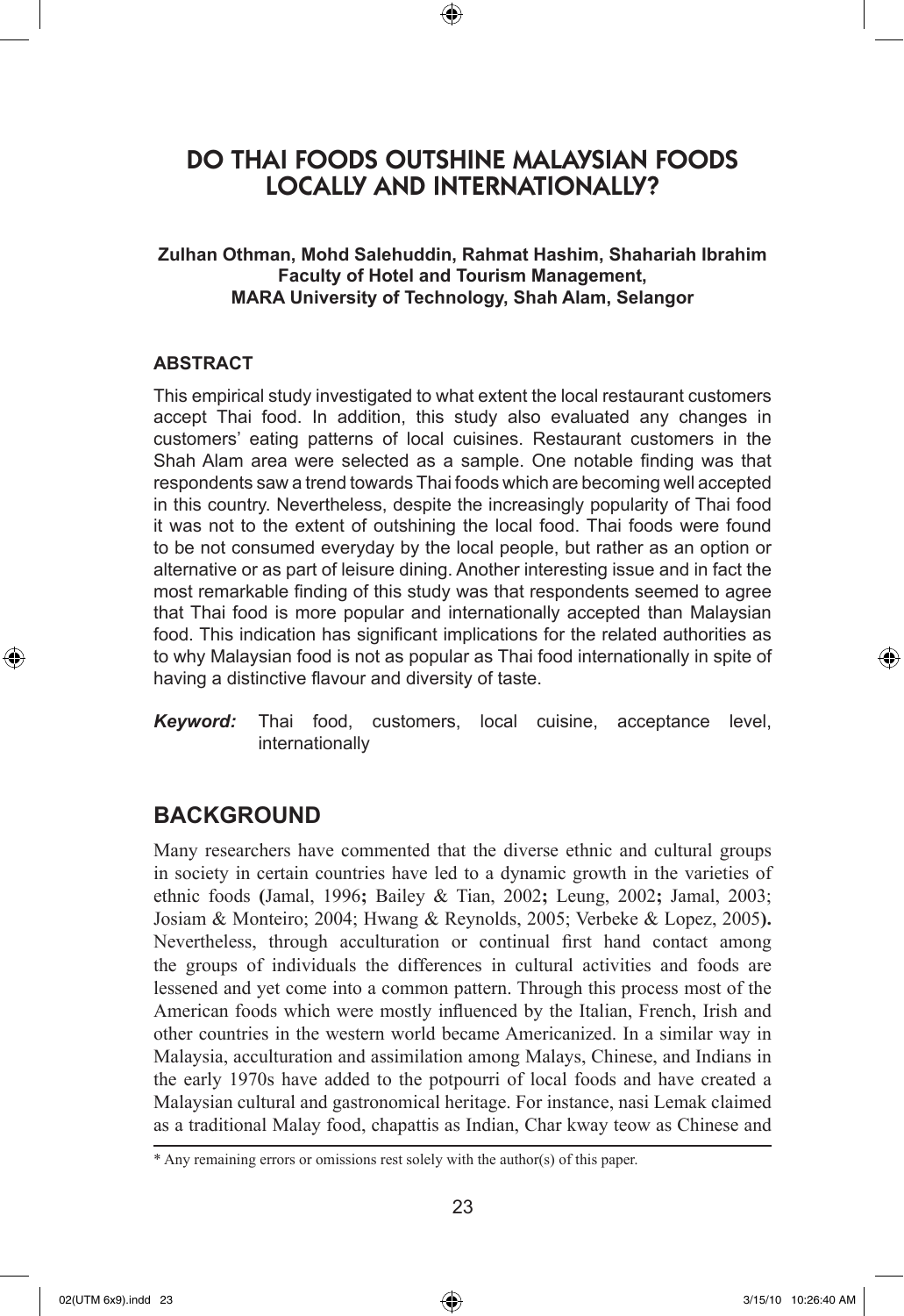# DO THAI FOODS OUTSHINE MALAYSIAN FOODS LOCALLY AND INTERNATIONALLY?

**Zulhan Othman, Mohd Salehuddin, Rahmat Hashim, Shahariah Ibrahim**
**Faculty of Hotel and Tourism Management,**
**MARA University of Technology, Shah Alam, Selangor**

## ABSTRACT

This empirical study investigated to what extent the local restaurant customers accept Thai food. In addition, this study also evaluated any changes in customers' eating patterns of local cuisines. Restaurant customers in the Shah Alam area were selected as a sample. One notable finding was that respondents saw a trend towards Thai foods which are becoming well accepted in this country. Nevertheless, despite the increasingly popularity of Thai food it was not to the extent of outshining the local food. Thai foods were found to be not consumed everyday by the local people, but rather as an option or alternative or as part of leisure dining. Another interesting issue and in fact the most remarkable finding of this study was that respondents seemed to agree that Thai food is more popular and internationally accepted than Malaysian food. This indication has significant implications for the related authorities as to why Malaysian food is not as popular as Thai food internationally in spite of having a distinctive flavour and diversity of taste.

***Keyword:*** Thai food, customers, local cuisine, acceptance level, internationally

## BACKGROUND

Many researchers have commented that the diverse ethnic and cultural groups in society in certain countries have led to a dynamic growth in the varieties of ethnic foods **(**Jamal, 1996**;** Bailey & Tian, 2002**;** Leung, 2002**;** Jamal, 2003; Josiam & Monteiro; 2004; Hwang & Reynolds, 2005; Verbeke & Lopez, 2005**).** Nevertheless, through acculturation or continual first hand contact among the groups of individuals the differences in cultural activities and foods are lessened and yet come into a common pattern. Through this process most of the American foods which were mostly influenced by the Italian, French, Irish and other countries in the western world became Americanized. In a similar way in Malaysia, acculturation and assimilation among Malays, Chinese, and Indians in the early 1970s have added to the potpourri of local foods and have created a Malaysian cultural and gastronomical heritage. For instance, nasi Lemak claimed as a traditional Malay food, chapattis as Indian, Char kway teow as Chinese and

\* Any remaining errors or omissions rest solely with the author(s) of this paper.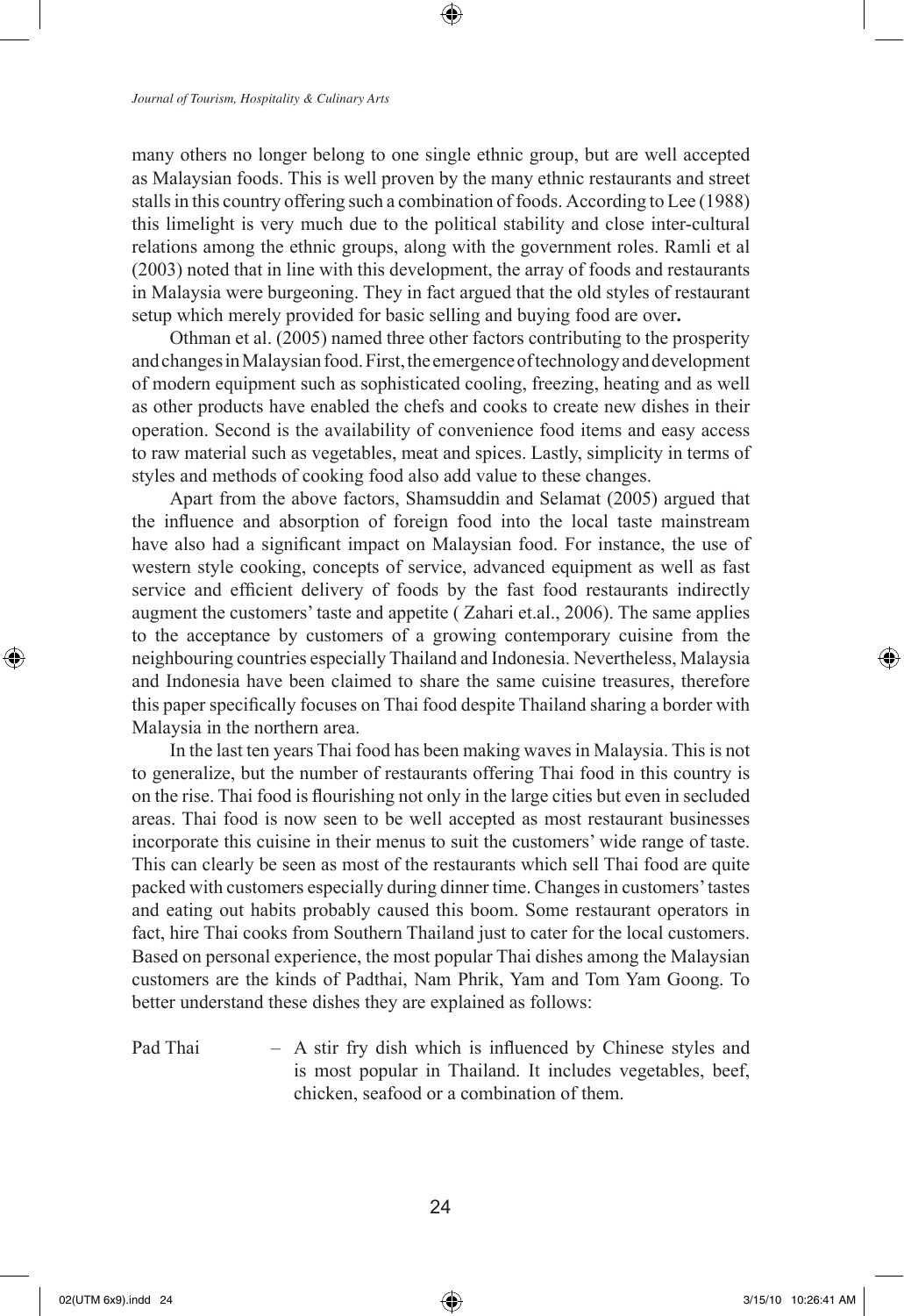many others no longer belong to one single ethnic group, but are well accepted as Malaysian foods. This is well proven by the many ethnic restaurants and street stalls in this country offering such a combination of foods. According to Lee (1988) this limelight is very much due to the political stability and close inter-cultural relations among the ethnic groups, along with the government roles. Ramli et al (2003) noted that in line with this development, the array of foods and restaurants in Malaysia were burgeoning. They in fact argued that the old styles of restaurant setup which merely provided for basic selling and buying food are over**.**

Othman et al. (2005) named three other factors contributing to the prosperity and changes in Malaysian food. First, the emergence of technology and development of modern equipment such as sophisticated cooling, freezing, heating and as well as other products have enabled the chefs and cooks to create new dishes in their operation. Second is the availability of convenience food items and easy access to raw material such as vegetables, meat and spices. Lastly, simplicity in terms of styles and methods of cooking food also add value to these changes.

Apart from the above factors, Shamsuddin and Selamat (2005) argued that the influence and absorption of foreign food into the local taste mainstream have also had a significant impact on Malaysian food. For instance, the use of western style cooking, concepts of service, advanced equipment as well as fast service and efficient delivery of foods by the fast food restaurants indirectly augment the customers' taste and appetite ( Zahari et.al., 2006). The same applies to the acceptance by customers of a growing contemporary cuisine from the neighbouring countries especially Thailand and Indonesia. Nevertheless, Malaysia and Indonesia have been claimed to share the same cuisine treasures, therefore this paper specifically focuses on Thai food despite Thailand sharing a border with Malaysia in the northern area.

In the last ten years Thai food has been making waves in Malaysia. This is not to generalize, but the number of restaurants offering Thai food in this country is on the rise. Thai food is flourishing not only in the large cities but even in secluded areas. Thai food is now seen to be well accepted as most restaurant businesses incorporate this cuisine in their menus to suit the customers' wide range of taste. This can clearly be seen as most of the restaurants which sell Thai food are quite packed with customers especially during dinner time. Changes in customers' tastes and eating out habits probably caused this boom. Some restaurant operators in fact, hire Thai cooks from Southern Thailand just to cater for the local customers. Based on personal experience, the most popular Thai dishes among the Malaysian customers are the kinds of Padthai, Nam Phrik, Yam and Tom Yam Goong. To better understand these dishes they are explained as follows:

Pad Thai – A stir fry dish which is influenced by Chinese styles and is most popular in Thailand. It includes vegetables, beef, chicken, seafood or a combination of them.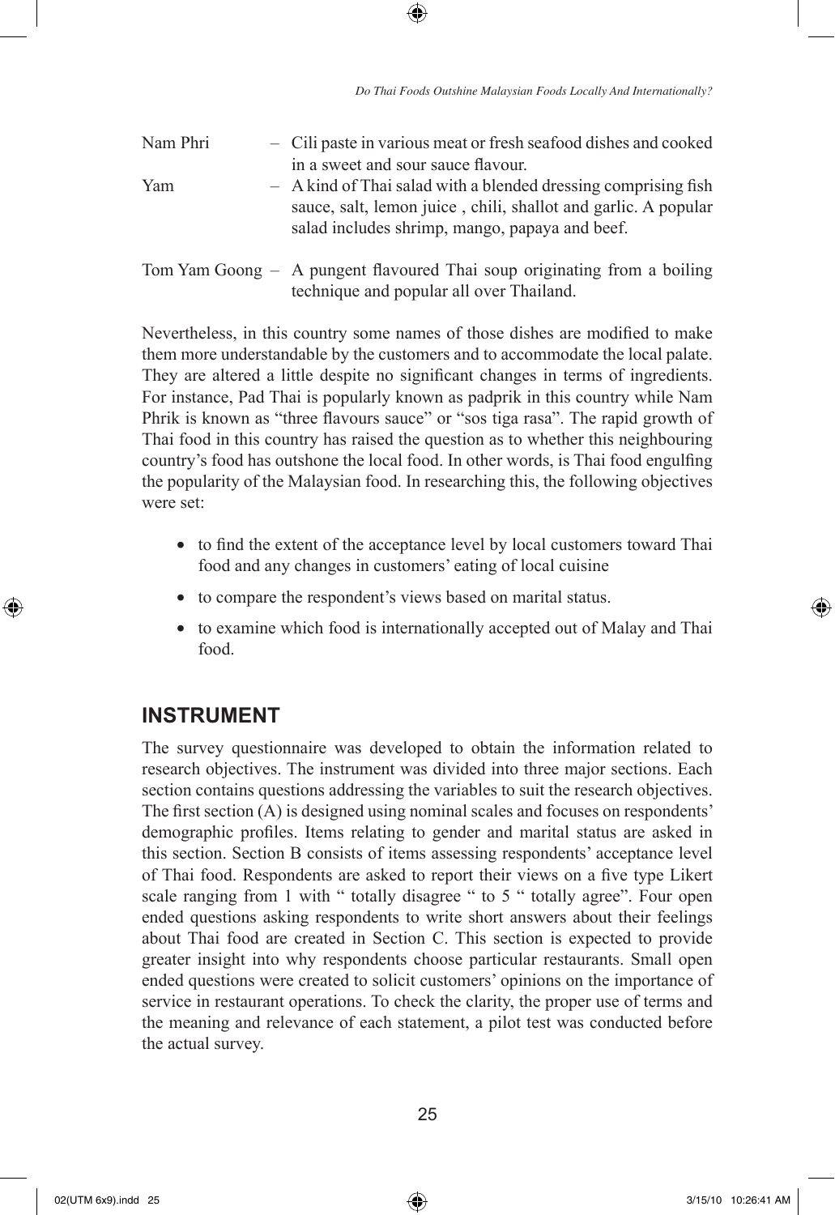Nam Phri – Cili paste in various meat or fresh seafood dishes and cooked in a sweet and sour sauce flavour.

Yam – A kind of Thai salad with a blended dressing comprising fish sauce, salt, lemon juice , chili, shallot and garlic. A popular salad includes shrimp, mango, papaya and beef.

Tom Yam Goong – A pungent flavoured Thai soup originating from a boiling technique and popular all over Thailand.

Nevertheless, in this country some names of those dishes are modified to make them more understandable by the customers and to accommodate the local palate. They are altered a little despite no significant changes in terms of ingredients. For instance, Pad Thai is popularly known as padprik in this country while Nam Phrik is known as "three flavours sauce" or "sos tiga rasa". The rapid growth of Thai food in this country has raised the question as to whether this neighbouring country's food has outshone the local food. In other words, is Thai food engulfing the popularity of the Malaysian food. In researching this, the following objectives were set:

- to find the extent of the acceptance level by local customers toward Thai food and any changes in customers' eating of local cuisine
- to compare the respondent's views based on marital status.
- to examine which food is internationally accepted out of Malay and Thai food.

## INSTRUMENT

The survey questionnaire was developed to obtain the information related to research objectives. The instrument was divided into three major sections. Each section contains questions addressing the variables to suit the research objectives. The first section (A) is designed using nominal scales and focuses on respondents' demographic profiles. Items relating to gender and marital status are asked in this section. Section B consists of items assessing respondents' acceptance level of Thai food. Respondents are asked to report their views on a five type Likert scale ranging from 1 with " totally disagree " to 5 " totally agree". Four open ended questions asking respondents to write short answers about their feelings about Thai food are created in Section C. This section is expected to provide greater insight into why respondents choose particular restaurants. Small open ended questions were created to solicit customers' opinions on the importance of service in restaurant operations. To check the clarity, the proper use of terms and the meaning and relevance of each statement, a pilot test was conducted before the actual survey.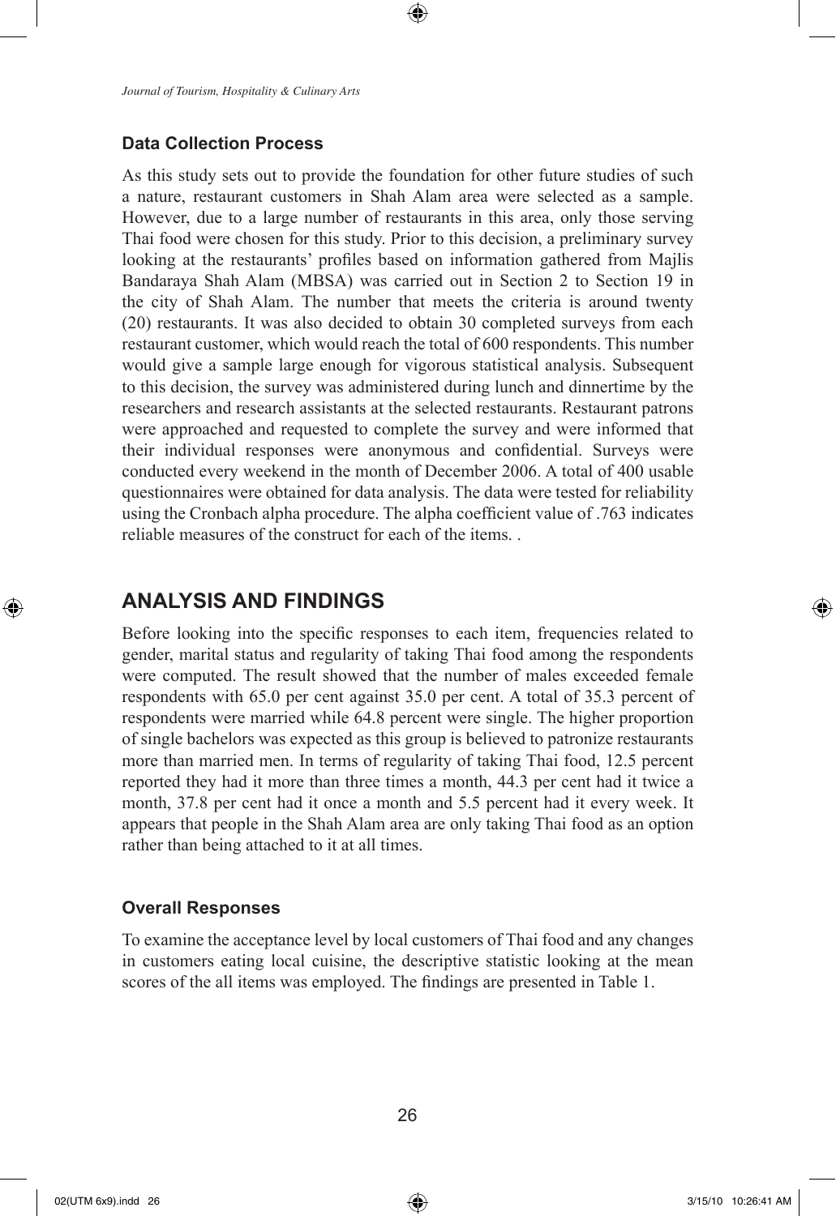### Data Collection Process

As this study sets out to provide the foundation for other future studies of such a nature, restaurant customers in Shah Alam area were selected as a sample. However, due to a large number of restaurants in this area, only those serving Thai food were chosen for this study. Prior to this decision, a preliminary survey looking at the restaurants' profiles based on information gathered from Majlis Bandaraya Shah Alam (MBSA) was carried out in Section 2 to Section 19 in the city of Shah Alam. The number that meets the criteria is around twenty (20) restaurants. It was also decided to obtain 30 completed surveys from each restaurant customer, which would reach the total of 600 respondents. This number would give a sample large enough for vigorous statistical analysis. Subsequent to this decision, the survey was administered during lunch and dinnertime by the researchers and research assistants at the selected restaurants. Restaurant patrons were approached and requested to complete the survey and were informed that their individual responses were anonymous and confidential. Surveys were conducted every weekend in the month of December 2006. A total of 400 usable questionnaires were obtained for data analysis. The data were tested for reliability using the Cronbach alpha procedure. The alpha coefficient value of .763 indicates reliable measures of the construct for each of the items. .

## ANALYSIS AND FINDINGS

Before looking into the specific responses to each item, frequencies related to gender, marital status and regularity of taking Thai food among the respondents were computed. The result showed that the number of males exceeded female respondents with 65.0 per cent against 35.0 per cent. A total of 35.3 percent of respondents were married while 64.8 percent were single. The higher proportion of single bachelors was expected as this group is believed to patronize restaurants more than married men. In terms of regularity of taking Thai food, 12.5 percent reported they had it more than three times a month, 44.3 per cent had it twice a month, 37.8 per cent had it once a month and 5.5 percent had it every week. It appears that people in the Shah Alam area are only taking Thai food as an option rather than being attached to it at all times.

### Overall Responses

To examine the acceptance level by local customers of Thai food and any changes in customers eating local cuisine, the descriptive statistic looking at the mean scores of the all items was employed. The findings are presented in Table 1.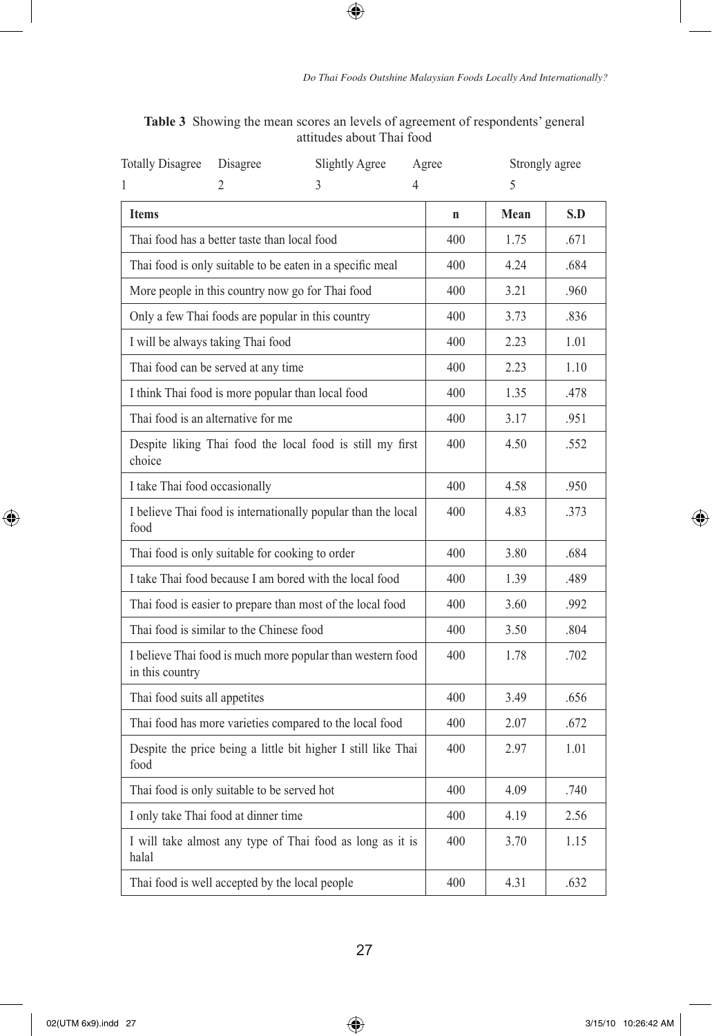**Table 3** Showing the mean scores an levels of agreement of respondents' general attitudes about Thai food

| Totally Disagree | Disagree | Slightly Agree | Agree | Strongly agree |
|---|---|---|---|---|
| 1 | 2 | 3 | 4 | 5 |

| Items | n | Mean | S.D |
|---|---|---|---|
| Thai food has a better taste than local food | 400 | 1.75 | .671 |
| Thai food is only suitable to be eaten in a specific meal | 400 | 4.24 | .684 |
| More people in this country now go for Thai food | 400 | 3.21 | .960 |
| Only a few Thai foods are popular in this country | 400 | 3.73 | .836 |
| I will be always taking Thai food | 400 | 2.23 | 1.01 |
| Thai food can be served at any time | 400 | 2.23 | 1.10 |
| I think Thai food is more popular than local food | 400 | 1.35 | .478 |
| Thai food is an alternative for me | 400 | 3.17 | .951 |
| Despite liking Thai food the local food is still my first choice | 400 | 4.50 | .552 |
| I take Thai food occasionally | 400 | 4.58 | .950 |
| I believe Thai food is internationally popular than the local food | 400 | 4.83 | .373 |
| Thai food is only suitable for cooking to order | 400 | 3.80 | .684 |
| I take Thai food because I am bored with the local food | 400 | 1.39 | .489 |
| Thai food is easier to prepare than most of the local food | 400 | 3.60 | .992 |
| Thai food is similar to the Chinese food | 400 | 3.50 | .804 |
| I believe Thai food is much more popular than western food in this country | 400 | 1.78 | .702 |
| Thai food suits all appetites | 400 | 3.49 | .656 |
| Thai food has more varieties compared to the local food | 400 | 2.07 | .672 |
| Despite the price being a little bit higher I still like Thai food | 400 | 2.97 | 1.01 |
| Thai food is only suitable to be served hot | 400 | 4.09 | .740 |
| I only take Thai food at dinner time | 400 | 4.19 | 2.56 |
| I will take almost any type of Thai food as long as it is halal | 400 | 3.70 | 1.15 |
| Thai food is well accepted by the local people | 400 | 4.31 | .632 |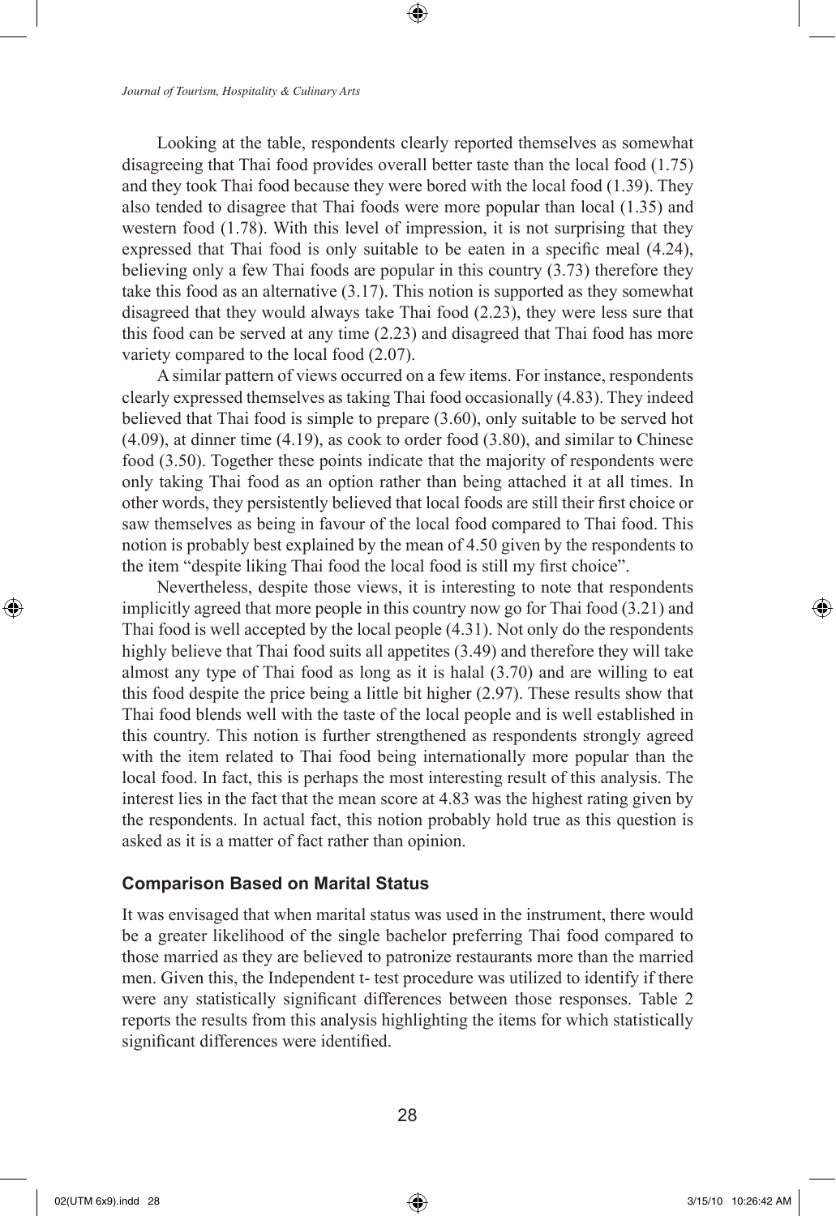Looking at the table, respondents clearly reported themselves as somewhat disagreeing that Thai food provides overall better taste than the local food (1.75) and they took Thai food because they were bored with the local food (1.39). They also tended to disagree that Thai foods were more popular than local (1.35) and western food (1.78). With this level of impression, it is not surprising that they expressed that Thai food is only suitable to be eaten in a specific meal (4.24), believing only a few Thai foods are popular in this country (3.73) therefore they take this food as an alternative (3.17). This notion is supported as they somewhat disagreed that they would always take Thai food (2.23), they were less sure that this food can be served at any time (2.23) and disagreed that Thai food has more variety compared to the local food (2.07).

A similar pattern of views occurred on a few items. For instance, respondents clearly expressed themselves as taking Thai food occasionally (4.83). They indeed believed that Thai food is simple to prepare (3.60), only suitable to be served hot (4.09), at dinner time (4.19), as cook to order food (3.80), and similar to Chinese food (3.50). Together these points indicate that the majority of respondents were only taking Thai food as an option rather than being attached it at all times. In other words, they persistently believed that local foods are still their first choice or saw themselves as being in favour of the local food compared to Thai food. This notion is probably best explained by the mean of 4.50 given by the respondents to the item "despite liking Thai food the local food is still my first choice".

Nevertheless, despite those views, it is interesting to note that respondents implicitly agreed that more people in this country now go for Thai food (3.21) and Thai food is well accepted by the local people (4.31). Not only do the respondents highly believe that Thai food suits all appetites (3.49) and therefore they will take almost any type of Thai food as long as it is halal (3.70) and are willing to eat this food despite the price being a little bit higher (2.97). These results show that Thai food blends well with the taste of the local people and is well established in this country. This notion is further strengthened as respondents strongly agreed with the item related to Thai food being internationally more popular than the local food. In fact, this is perhaps the most interesting result of this analysis. The interest lies in the fact that the mean score at 4.83 was the highest rating given by the respondents. In actual fact, this notion probably hold true as this question is asked as it is a matter of fact rather than opinion.

### Comparison Based on Marital Status

It was envisaged that when marital status was used in the instrument, there would be a greater likelihood of the single bachelor preferring Thai food compared to those married as they are believed to patronize restaurants more than the married men. Given this, the Independent t- test procedure was utilized to identify if there were any statistically significant differences between those responses. Table 2 reports the results from this analysis highlighting the items for which statistically significant differences were identified.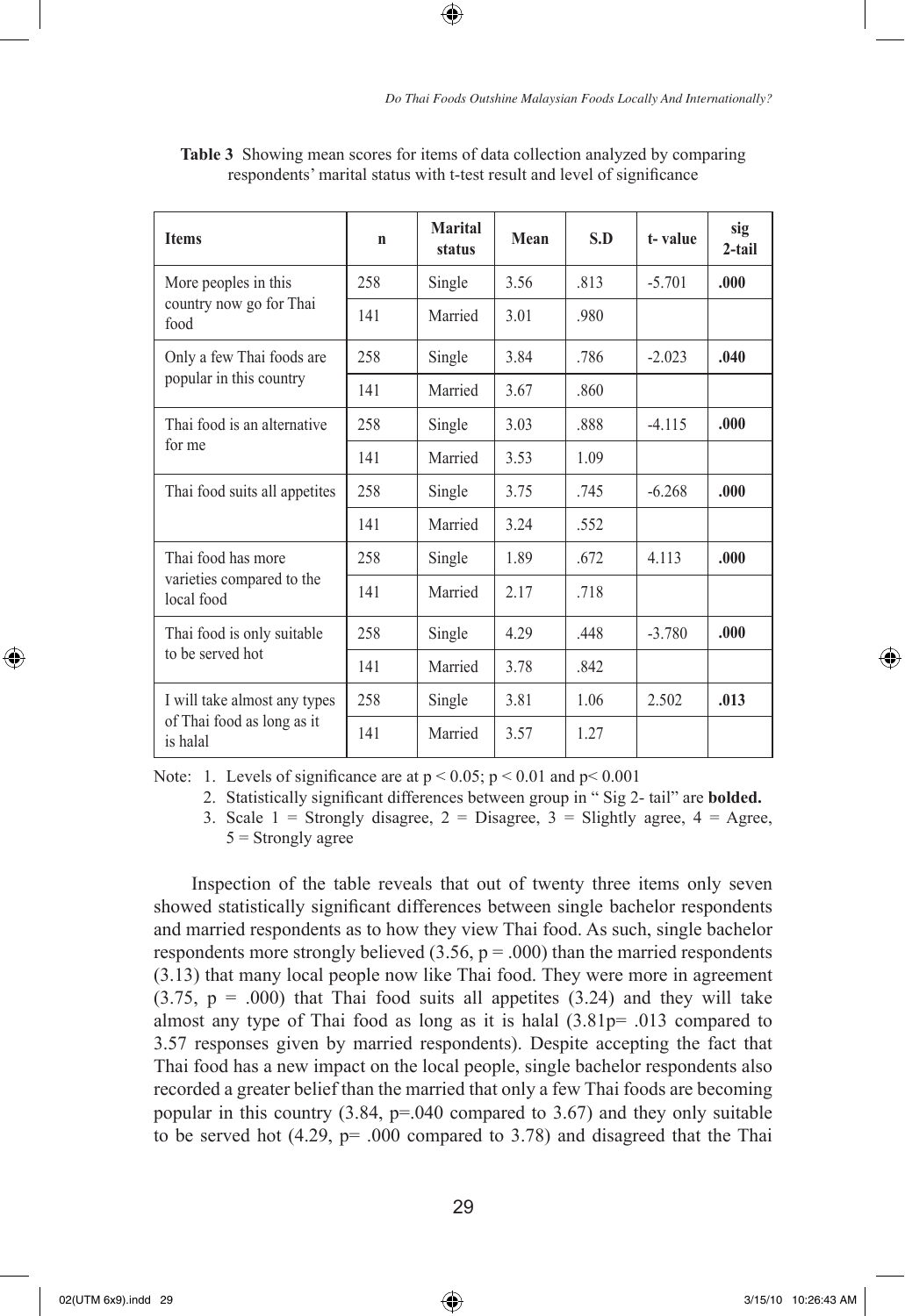**Table 3** Showing mean scores for items of data collection analyzed by comparing respondents' marital status with t-test result and level of significance

| Items | n | Marital status | Mean | S.D | t- value | sig 2-tail |
|---|---|---|---|---|---|---|
| More peoples in this country now go for Thai food | 258 | Single | 3.56 | .813 | -5.701 | **.000** |
| | 141 | Married | 3.01 | .980 | | |
| Only a few Thai foods are popular in this country | 258 | Single | 3.84 | .786 | -2.023 | **.040** |
| | 141 | Married | 3.67 | .860 | | |
| Thai food is an alternative for me | 258 | Single | 3.03 | .888 | -4.115 | **.000** |
| | 141 | Married | 3.53 | 1.09 | | |
| Thai food suits all appetites | 258 | Single | 3.75 | .745 | -6.268 | **.000** |
| | 141 | Married | 3.24 | .552 | | |
| Thai food has more varieties compared to the local food | 258 | Single | 1.89 | .672 | 4.113 | **.000** |
| | 141 | Married | 2.17 | .718 | | |
| Thai food is only suitable to be served hot | 258 | Single | 4.29 | .448 | -3.780 | **.000** |
| | 141 | Married | 3.78 | .842 | | |
| I will take almost any types of Thai food as long as it is halal | 258 | Single | 3.81 | 1.06 | 2.502 | **.013** |
| | 141 | Married | 3.57 | 1.27 | | |

Note: 1. Levels of significance are at $p < 0.05$; $p < 0.01$ and $p< 0.001$

2. Statistically significant differences between group in " Sig 2- tail" are **bolded.**

3. Scale 1 = Strongly disagree, 2 = Disagree, 3 = Slightly agree, 4 = Agree, 5 = Strongly agree

Inspection of the table reveals that out of twenty three items only seven showed statistically significant differences between single bachelor respondents and married respondents as to how they view Thai food. As such, single bachelor respondents more strongly believed (3.56, $p = .000$) than the married respondents (3.13) that many local people now like Thai food. They were more in agreement (3.75, $p = .000$) that Thai food suits all appetites (3.24) and they will take almost any type of Thai food as long as it is halal (3.81p= .013 compared to 3.57 responses given by married respondents). Despite accepting the fact that Thai food has a new impact on the local people, single bachelor respondents also recorded a greater belief than the married that only a few Thai foods are becoming popular in this country (3.84, p=.040 compared to 3.67) and they only suitable to be served hot (4.29, p= .000 compared to 3.78) and disagreed that the Thai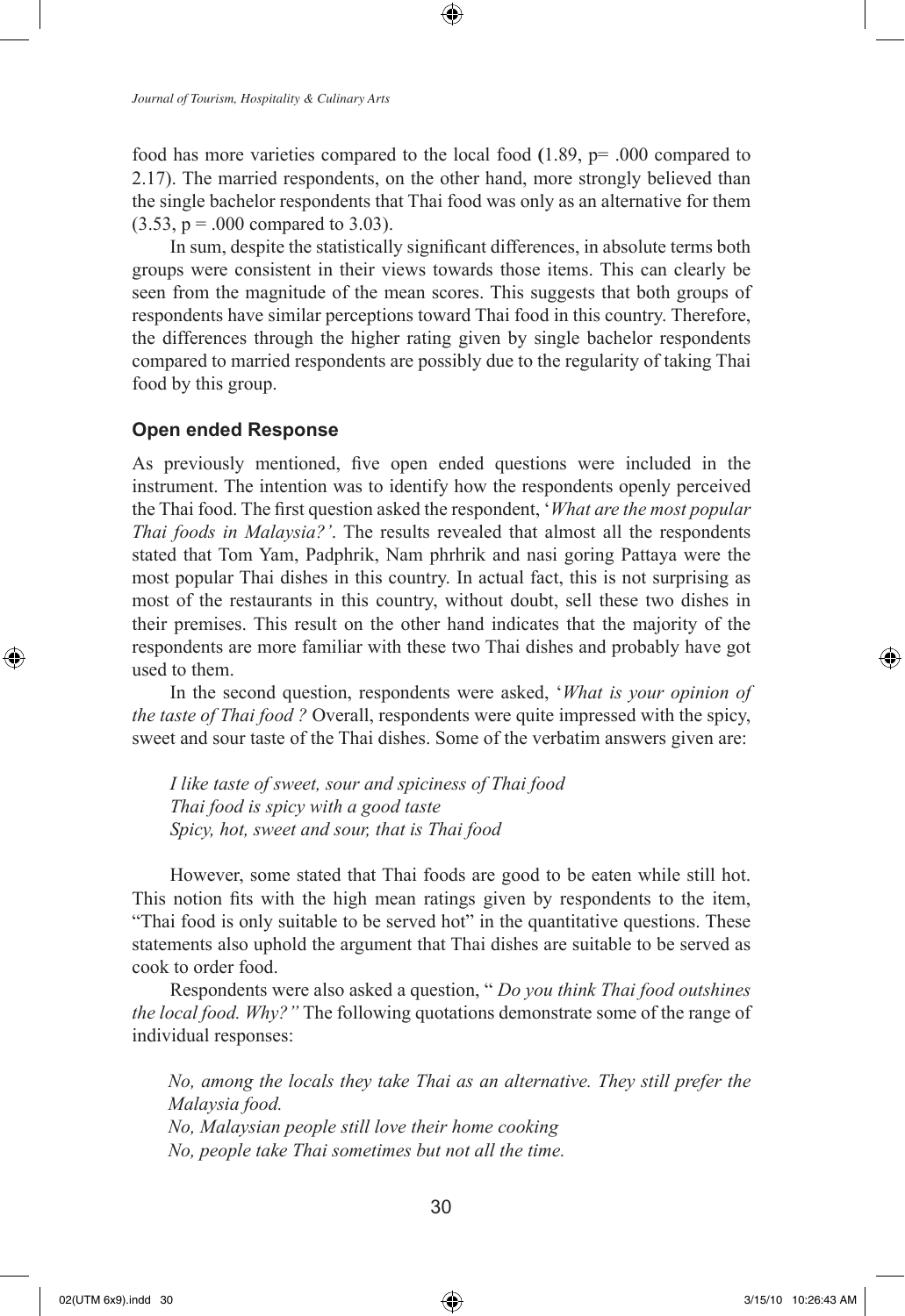food has more varieties compared to the local food (1.89, p= .000 compared to 2.17). The married respondents, on the other hand, more strongly believed than the single bachelor respondents that Thai food was only as an alternative for them (3.53, p = .000 compared to 3.03).

In sum, despite the statistically significant differences, in absolute terms both groups were consistent in their views towards those items. This can clearly be seen from the magnitude of the mean scores. This suggests that both groups of respondents have similar perceptions toward Thai food in this country. Therefore, the differences through the higher rating given by single bachelor respondents compared to married respondents are possibly due to the regularity of taking Thai food by this group.

### Open ended Response

As previously mentioned, five open ended questions were included in the instrument. The intention was to identify how the respondents openly perceived the Thai food. The first question asked the respondent, '*What are the most popular Thai foods in Malaysia?'*. The results revealed that almost all the respondents stated that Tom Yam, Padphrik, Nam phrhrik and nasi goring Pattaya were the most popular Thai dishes in this country. In actual fact, this is not surprising as most of the restaurants in this country, without doubt, sell these two dishes in their premises. This result on the other hand indicates that the majority of the respondents are more familiar with these two Thai dishes and probably have got used to them.

In the second question, respondents were asked, '*What is your opinion of the taste of Thai food ?* Overall, respondents were quite impressed with the spicy, sweet and sour taste of the Thai dishes. Some of the verbatim answers given are:

*I like taste of sweet, sour and spiciness of Thai food*
*Thai food is spicy with a good taste*
*Spicy, hot, sweet and sour, that is Thai food*

However, some stated that Thai foods are good to be eaten while still hot. This notion fits with the high mean ratings given by respondents to the item, "Thai food is only suitable to be served hot" in the quantitative questions. These statements also uphold the argument that Thai dishes are suitable to be served as cook to order food.

Respondents were also asked a question, " *Do you think Thai food outshines the local food. Why?"* The following quotations demonstrate some of the range of individual responses:

*No, among the locals they take Thai as an alternative. They still prefer the Malaysia food.*
*No, Malaysian people still love their home cooking*
*No, people take Thai sometimes but not all the time.*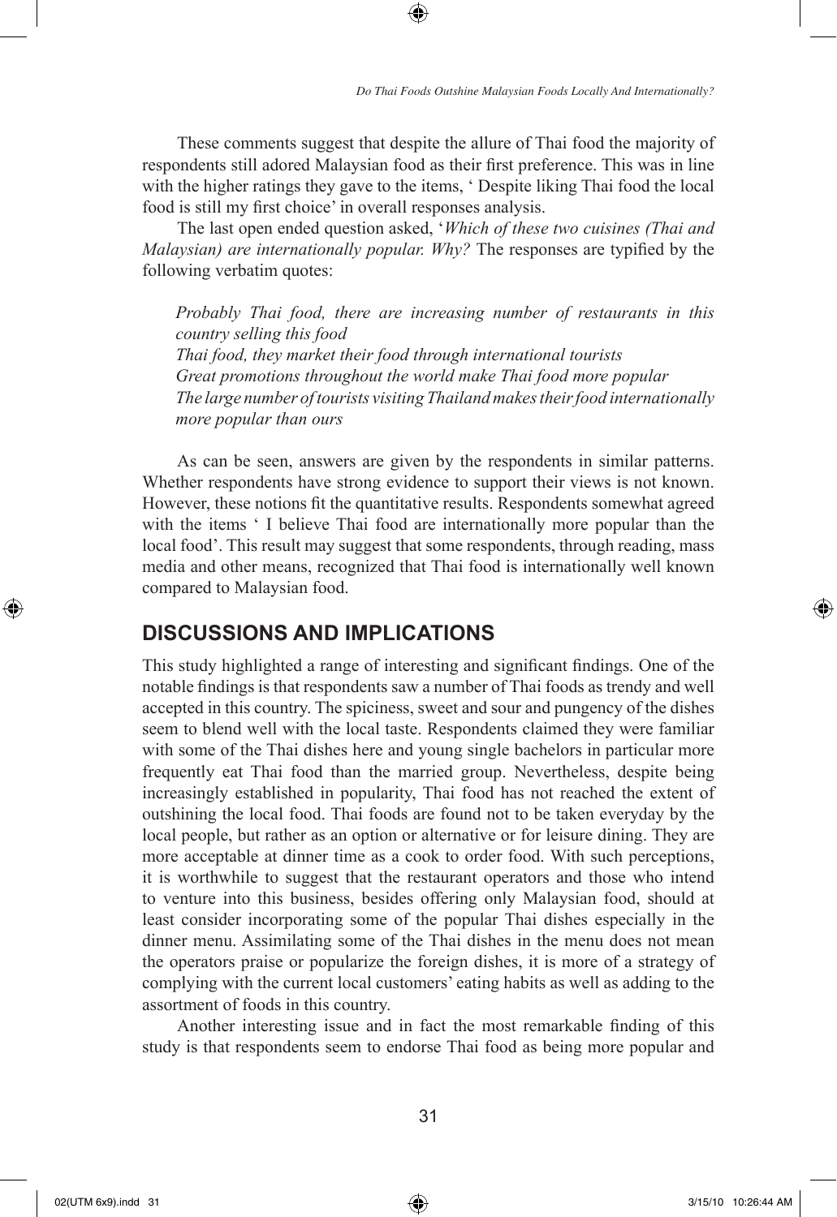These comments suggest that despite the allure of Thai food the majority of respondents still adored Malaysian food as their first preference. This was in line with the higher ratings they gave to the items, ' Despite liking Thai food the local food is still my first choice' in overall responses analysis.

The last open ended question asked, '*Which of these two cuisines (Thai and Malaysian) are internationally popular. Why?* The responses are typified by the following verbatim quotes:

> *Probably Thai food, there are increasing number of restaurants in this country selling this food*
> *Thai food, they market their food through international tourists*
> *Great promotions throughout the world make Thai food more popular*
> *The large number of tourists visiting Thailand makes their food internationally more popular than ours*

As can be seen, answers are given by the respondents in similar patterns. Whether respondents have strong evidence to support their views is not known. However, these notions fit the quantitative results. Respondents somewhat agreed with the items ' I believe Thai food are internationally more popular than the local food'. This result may suggest that some respondents, through reading, mass media and other means, recognized that Thai food is internationally well known compared to Malaysian food.

## DISCUSSIONS AND IMPLICATIONS

This study highlighted a range of interesting and significant findings. One of the notable findings is that respondents saw a number of Thai foods as trendy and well accepted in this country. The spiciness, sweet and sour and pungency of the dishes seem to blend well with the local taste. Respondents claimed they were familiar with some of the Thai dishes here and young single bachelors in particular more frequently eat Thai food than the married group. Nevertheless, despite being increasingly established in popularity, Thai food has not reached the extent of outshining the local food. Thai foods are found not to be taken everyday by the local people, but rather as an option or alternative or for leisure dining. They are more acceptable at dinner time as a cook to order food. With such perceptions, it is worthwhile to suggest that the restaurant operators and those who intend to venture into this business, besides offering only Malaysian food, should at least consider incorporating some of the popular Thai dishes especially in the dinner menu. Assimilating some of the Thai dishes in the menu does not mean the operators praise or popularize the foreign dishes, it is more of a strategy of complying with the current local customers' eating habits as well as adding to the assortment of foods in this country.

Another interesting issue and in fact the most remarkable finding of this study is that respondents seem to endorse Thai food as being more popular and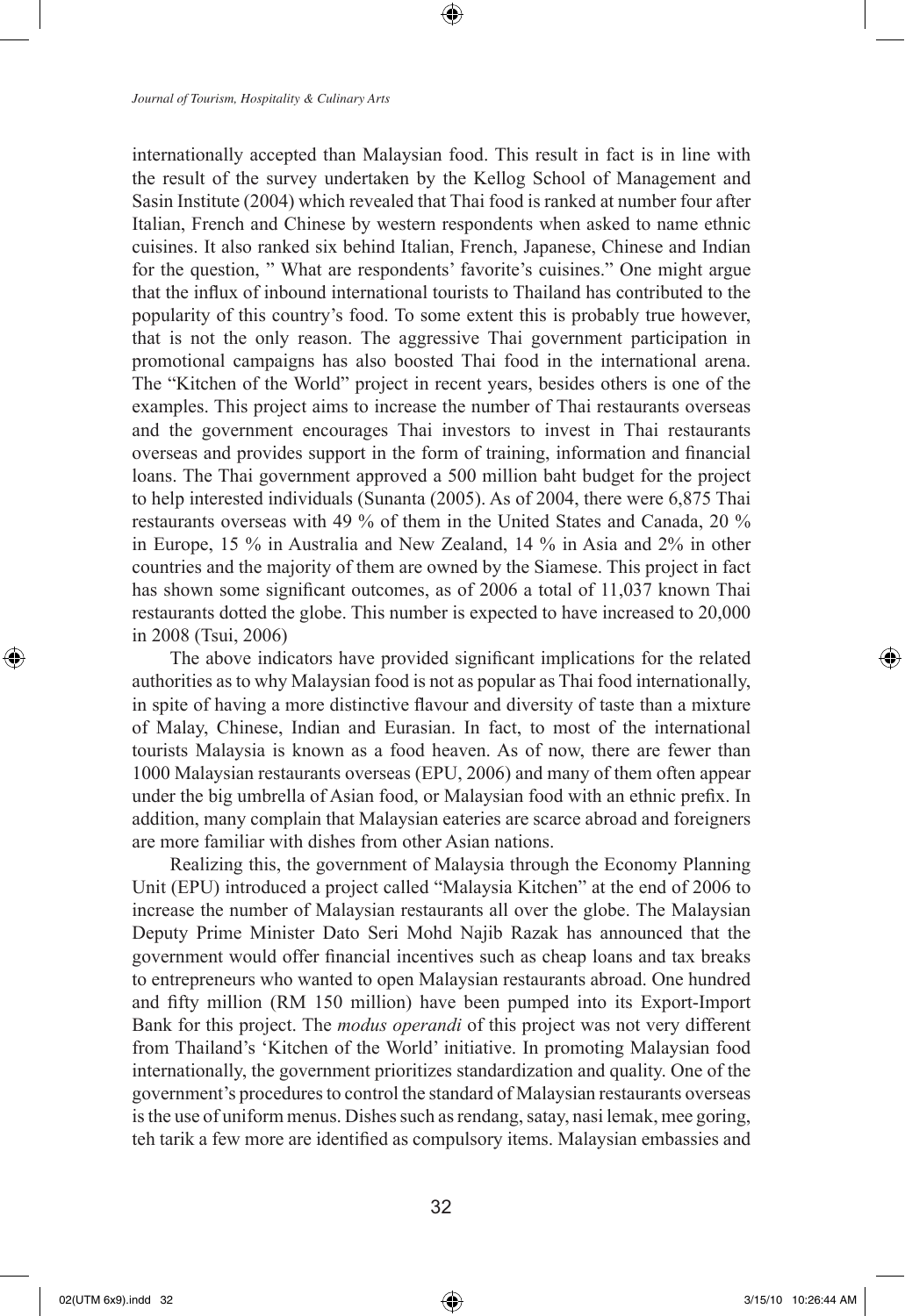internationally accepted than Malaysian food. This result in fact is in line with the result of the survey undertaken by the Kellog School of Management and Sasin Institute (2004) which revealed that Thai food is ranked at number four after Italian, French and Chinese by western respondents when asked to name ethnic cuisines. It also ranked six behind Italian, French, Japanese, Chinese and Indian for the question, " What are respondents' favorite's cuisines." One might argue that the influx of inbound international tourists to Thailand has contributed to the popularity of this country's food. To some extent this is probably true however, that is not the only reason. The aggressive Thai government participation in promotional campaigns has also boosted Thai food in the international arena. The "Kitchen of the World" project in recent years, besides others is one of the examples. This project aims to increase the number of Thai restaurants overseas and the government encourages Thai investors to invest in Thai restaurants overseas and provides support in the form of training, information and financial loans. The Thai government approved a 500 million baht budget for the project to help interested individuals (Sunanta (2005). As of 2004, there were 6,875 Thai restaurants overseas with 49 % of them in the United States and Canada, 20 % in Europe, 15 % in Australia and New Zealand, 14 % in Asia and 2% in other countries and the majority of them are owned by the Siamese. This project in fact has shown some significant outcomes, as of 2006 a total of 11,037 known Thai restaurants dotted the globe. This number is expected to have increased to 20,000 in 2008 (Tsui, 2006)

The above indicators have provided significant implications for the related authorities as to why Malaysian food is not as popular as Thai food internationally, in spite of having a more distinctive flavour and diversity of taste than a mixture of Malay, Chinese, Indian and Eurasian. In fact, to most of the international tourists Malaysia is known as a food heaven. As of now, there are fewer than 1000 Malaysian restaurants overseas (EPU, 2006) and many of them often appear under the big umbrella of Asian food, or Malaysian food with an ethnic prefix. In addition, many complain that Malaysian eateries are scarce abroad and foreigners are more familiar with dishes from other Asian nations.

Realizing this, the government of Malaysia through the Economy Planning Unit (EPU) introduced a project called "Malaysia Kitchen" at the end of 2006 to increase the number of Malaysian restaurants all over the globe. The Malaysian Deputy Prime Minister Dato Seri Mohd Najib Razak has announced that the government would offer financial incentives such as cheap loans and tax breaks to entrepreneurs who wanted to open Malaysian restaurants abroad. One hundred and fifty million (RM 150 million) have been pumped into its Export-Import Bank for this project. The *modus operandi* of this project was not very different from Thailand's 'Kitchen of the World' initiative. In promoting Malaysian food internationally, the government prioritizes standardization and quality. One of the government's procedures to control the standard of Malaysian restaurants overseas is the use of uniform menus. Dishes such as rendang, satay, nasi lemak, mee goring, teh tarik a few more are identified as compulsory items. Malaysian embassies and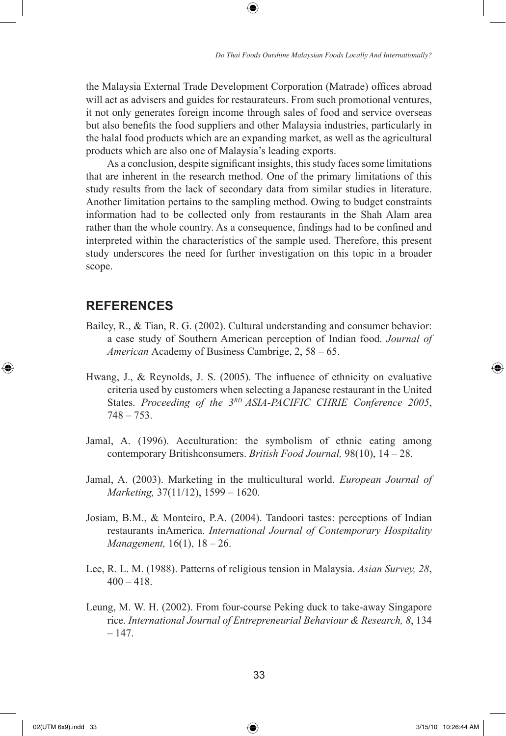the Malaysia External Trade Development Corporation (Matrade) offices abroad will act as advisers and guides for restaurateurs. From such promotional ventures, it not only generates foreign income through sales of food and service overseas but also benefits the food suppliers and other Malaysia industries, particularly in the halal food products which are an expanding market, as well as the agricultural products which are also one of Malaysia's leading exports.

As a conclusion, despite significant insights, this study faces some limitations that are inherent in the research method. One of the primary limitations of this study results from the lack of secondary data from similar studies in literature. Another limitation pertains to the sampling method. Owing to budget constraints information had to be collected only from restaurants in the Shah Alam area rather than the whole country. As a consequence, findings had to be confined and interpreted within the characteristics of the sample used. Therefore, this present study underscores the need for further investigation on this topic in a broader scope.

## REFERENCES

Bailey, R., & Tian, R. G. (2002). Cultural understanding and consumer behavior: a case study of Southern American perception of Indian food. *Journal of American* Academy of Business Cambrige, 2, 58 – 65.

Hwang, J., & Reynolds, J. S. (2005). The influence of ethnicity on evaluative criteria used by customers when selecting a Japanese restaurant in the United States. *Proceeding of the 3^RD ASIA-PACIFIC CHRIE Conference 2005*, 748 – 753.

Jamal, A. (1996). Acculturation: the symbolism of ethnic eating among contemporary Britishconsumers. *British Food Journal,* 98(10), 14 – 28.

Jamal, A. (2003). Marketing in the multicultural world. *European Journal of Marketing,* 37(11/12), 1599 – 1620.

Josiam, B.M., & Monteiro, P.A. (2004). Tandoori tastes: perceptions of Indian restaurants inAmerica. *International Journal of Contemporary Hospitality Management,* 16(1), 18 – 26.

Lee, R. L. M. (1988). Patterns of religious tension in Malaysia. *Asian Survey, 28*, 400 – 418.

Leung, M. W. H. (2002). From four-course Peking duck to take-away Singapore rice. *International Journal of Entrepreneurial Behaviour & Research, 8*, 134 – 147.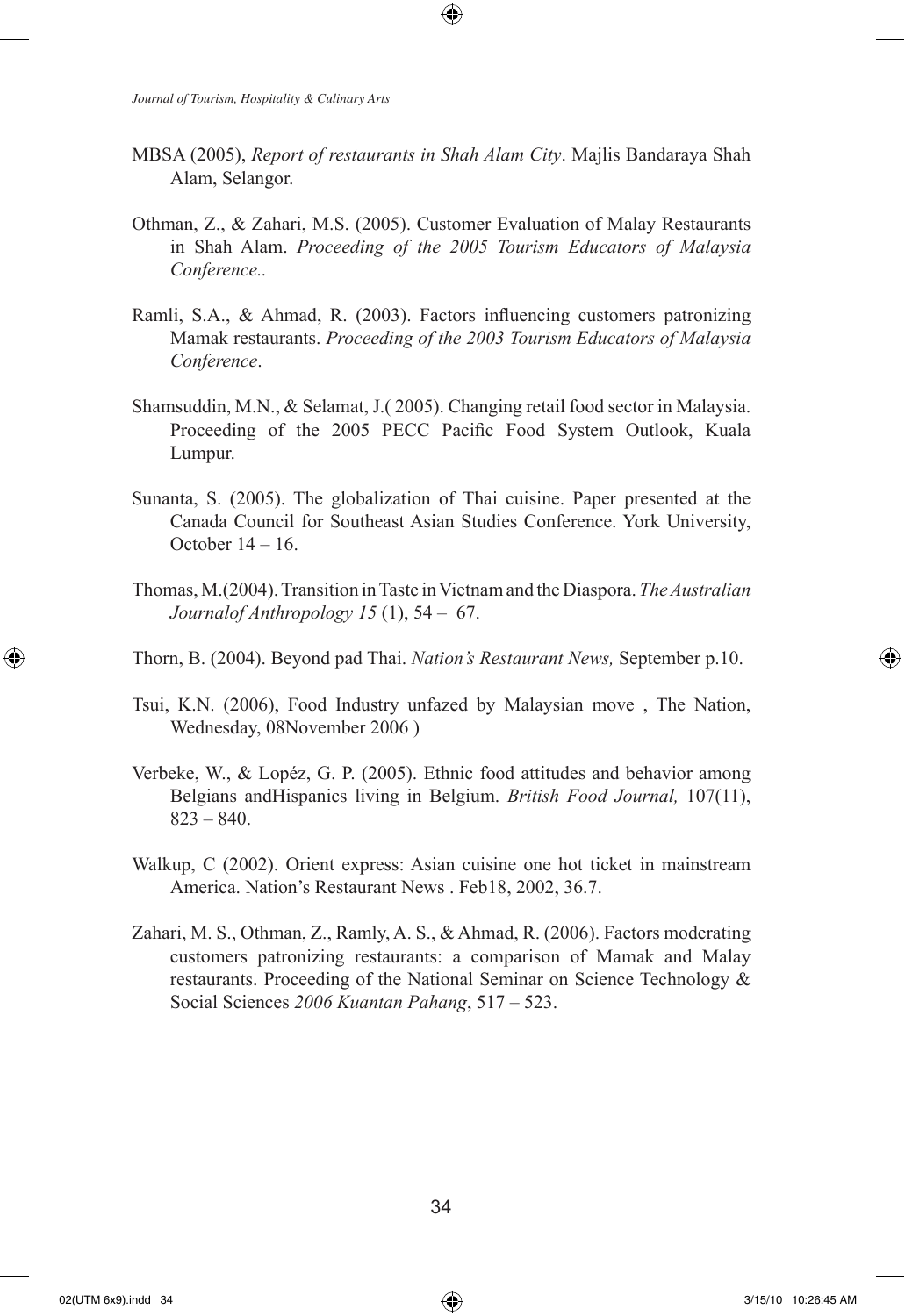MBSA (2005), *Report of restaurants in Shah Alam City*. Majlis Bandaraya Shah Alam, Selangor.

Othman, Z., & Zahari, M.S. (2005). Customer Evaluation of Malay Restaurants in Shah Alam. *Proceeding of the 2005 Tourism Educators of Malaysia Conference..*

Ramli, S.A., & Ahmad, R. (2003). Factors influencing customers patronizing Mamak restaurants. *Proceeding of the 2003 Tourism Educators of Malaysia Conference*.

Shamsuddin, M.N., & Selamat, J.( 2005). Changing retail food sector in Malaysia. Proceeding of the 2005 PECC Pacific Food System Outlook, Kuala Lumpur.

Sunanta, S. (2005). The globalization of Thai cuisine. Paper presented at the Canada Council for Southeast Asian Studies Conference. York University, October 14 – 16.

Thomas, M.(2004). Transition in Taste in Vietnam and the Diaspora. *The Australian Journalof Anthropology 15* (1), 54 – 67.

Thorn, B. (2004). Beyond pad Thai. *Nation's Restaurant News,* September p.10.

Tsui, K.N. (2006), Food Industry unfazed by Malaysian move , The Nation, Wednesday, 08November 2006 )

Verbeke, W., & Lopéz, G. P. (2005). Ethnic food attitudes and behavior among Belgians andHispanics living in Belgium. *British Food Journal,* 107(11), 823 – 840.

Walkup, C (2002). Orient express: Asian cuisine one hot ticket in mainstream America. Nation's Restaurant News . Feb18, 2002, 36.7.

Zahari, M. S., Othman, Z., Ramly, A. S., & Ahmad, R. (2006). Factors moderating customers patronizing restaurants: a comparison of Mamak and Malay restaurants. Proceeding of the National Seminar on Science Technology & Social Sciences *2006 Kuantan Pahang*, 517 – 523.